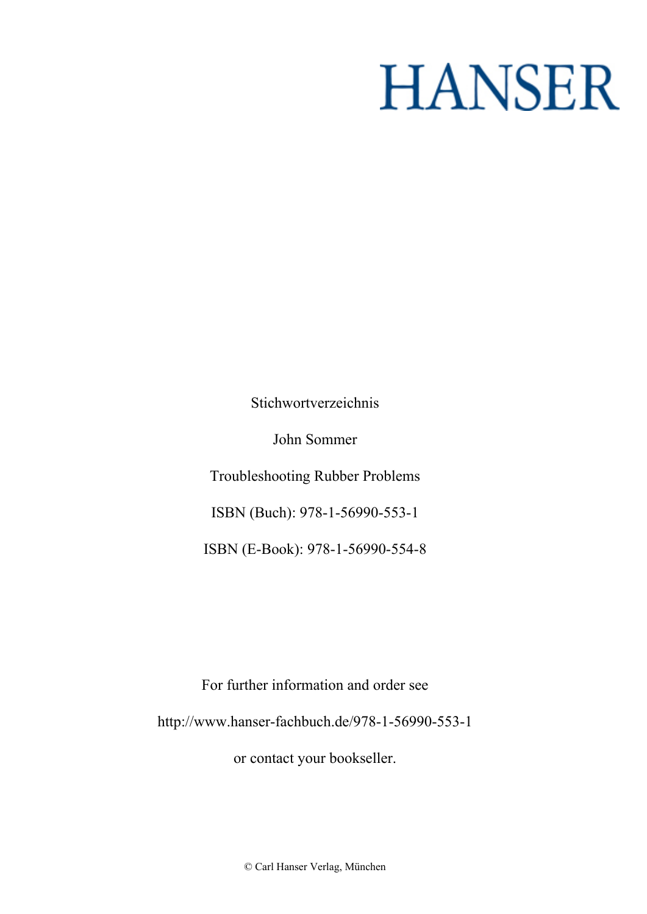# HANSER

Stichwortverzeichnis

John Sommer

Troubleshooting Rubber Problems

ISBN (Buch): 978-1-56990-553-1

ISBN (E-Book): 978-1-56990-554-8

For further information and order see

http://www.hanser-fachbuch.de/978-1-56990-553-1

or contact your bookseller.

© Carl Hanser Verlag, München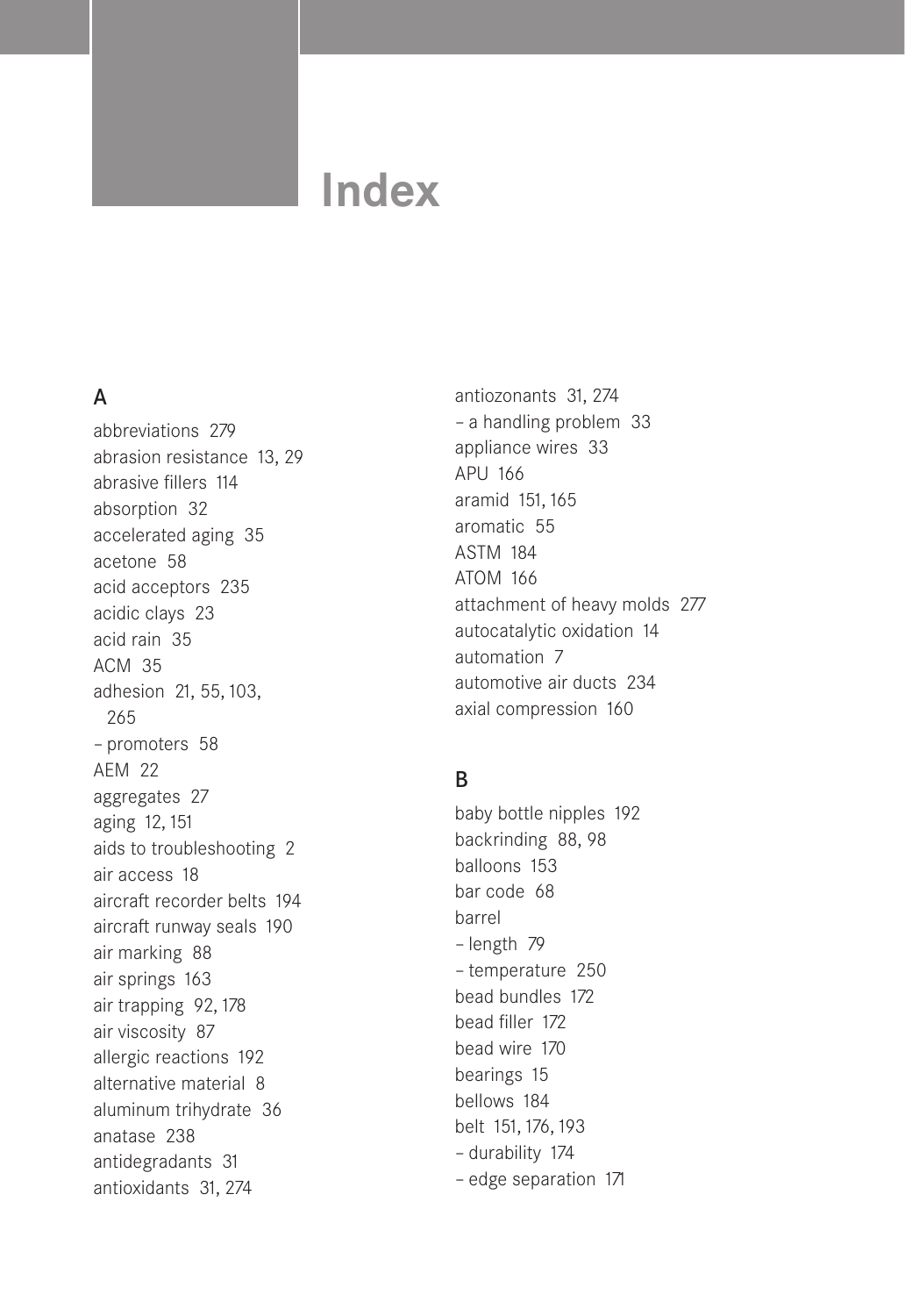# Index

## A

abbreviations 279
abrasion resistance 13, 29
abrasive fillers 114
absorption 32
accelerated aging 35
acetone 58
acid acceptors 235
acidic clays 23
acid rain 35
ACM 35
adhesion 21, 55, 103, 265
– promoters 58
AEM 22
aggregates 27
aging 12, 151
aids to troubleshooting 2
air access 18
aircraft recorder belts 194
aircraft runway seals 190
air marking 88
air springs 163
air trapping 92, 178
air viscosity 87
allergic reactions 192
alternative material 8
aluminum trihydrate 36
anatase 238
antidegradants 31
antioxidants 31, 274
antiozonants 31, 274
– a handling problem 33
appliance wires 33
APU 166
aramid 151, 165
aromatic 55
ASTM 184
ATOM 166
attachment of heavy molds 277
autocatalytic oxidation 14
automation 7
automotive air ducts 234
axial compression 160

## B

baby bottle nipples 192
backrinding 88, 98
balloons 153
bar code 68
barrel
– length 79
– temperature 250
bead bundles 172
bead filler 172
bead wire 170
bearings 15
bellows 184
belt 151, 176, 193
– durability 174
– edge separation 171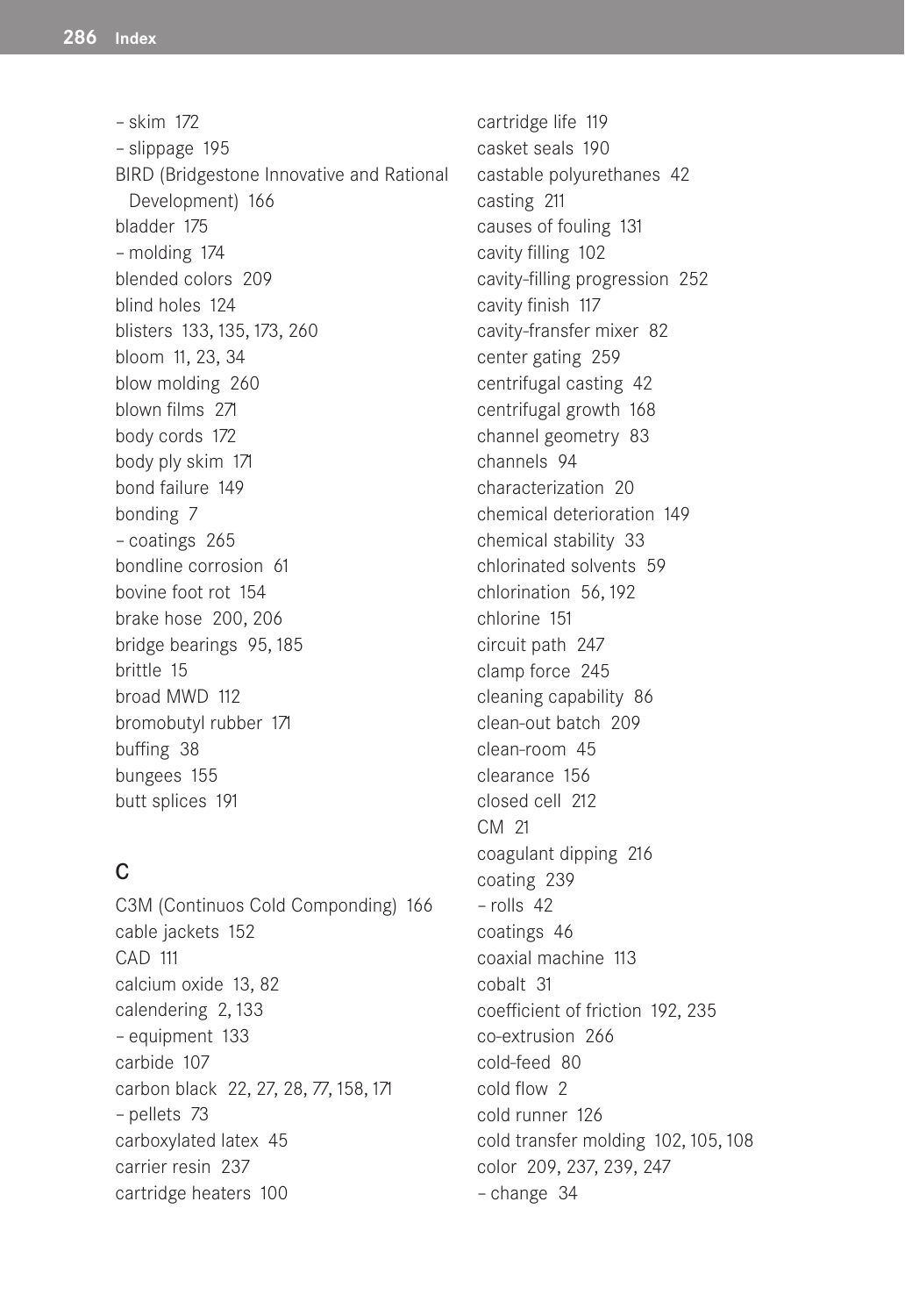– skim 172
– slippage 195
BIRD (Bridgestone Innovative and Rational Development) 166
bladder 175
– molding 174
blended colors 209
blind holes 124
blisters 133, 135, 173, 260
bloom 11, 23, 34
blow molding 260
blown films 271
body cords 172
body ply skim 171
bond failure 149
bonding 7
– coatings 265
bondline corrosion 61
bovine foot rot 154
brake hose 200, 206
bridge bearings 95, 185
brittle 15
broad MWD 112
bromobutyl rubber 171
buffing 38
bungees 155
butt splices 191

## C

C3M (Continuos Cold Componding) 166
cable jackets 152
CAD 111
calcium oxide 13, 82
calendering 2, 133
– equipment 133
carbide 107
carbon black 22, 27, 28, 77, 158, 171
– pellets 73
carboxylated latex 45
carrier resin 237
cartridge heaters 100
cartridge life 119
casket seals 190
castable polyurethanes 42
casting 211
causes of fouling 131
cavity filling 102
cavity-filling progression 252
cavity finish 117
cavity-fransfer mixer 82
center gating 259
centrifugal casting 42
centrifugal growth 168
channel geometry 83
channels 94
characterization 20
chemical deterioration 149
chemical stability 33
chlorinated solvents 59
chlorination 56, 192
chlorine 151
circuit path 247
clamp force 245
cleaning capability 86
clean-out batch 209
clean-room 45
clearance 156
closed cell 212
CM 21
coagulant dipping 216
coating 239
– rolls 42
coatings 46
coaxial machine 113
cobalt 31
coefficient of friction 192, 235
co-extrusion 266
cold-feed 80
cold flow 2
cold runner 126
cold transfer molding 102, 105, 108
color 209, 237, 239, 247
– change 34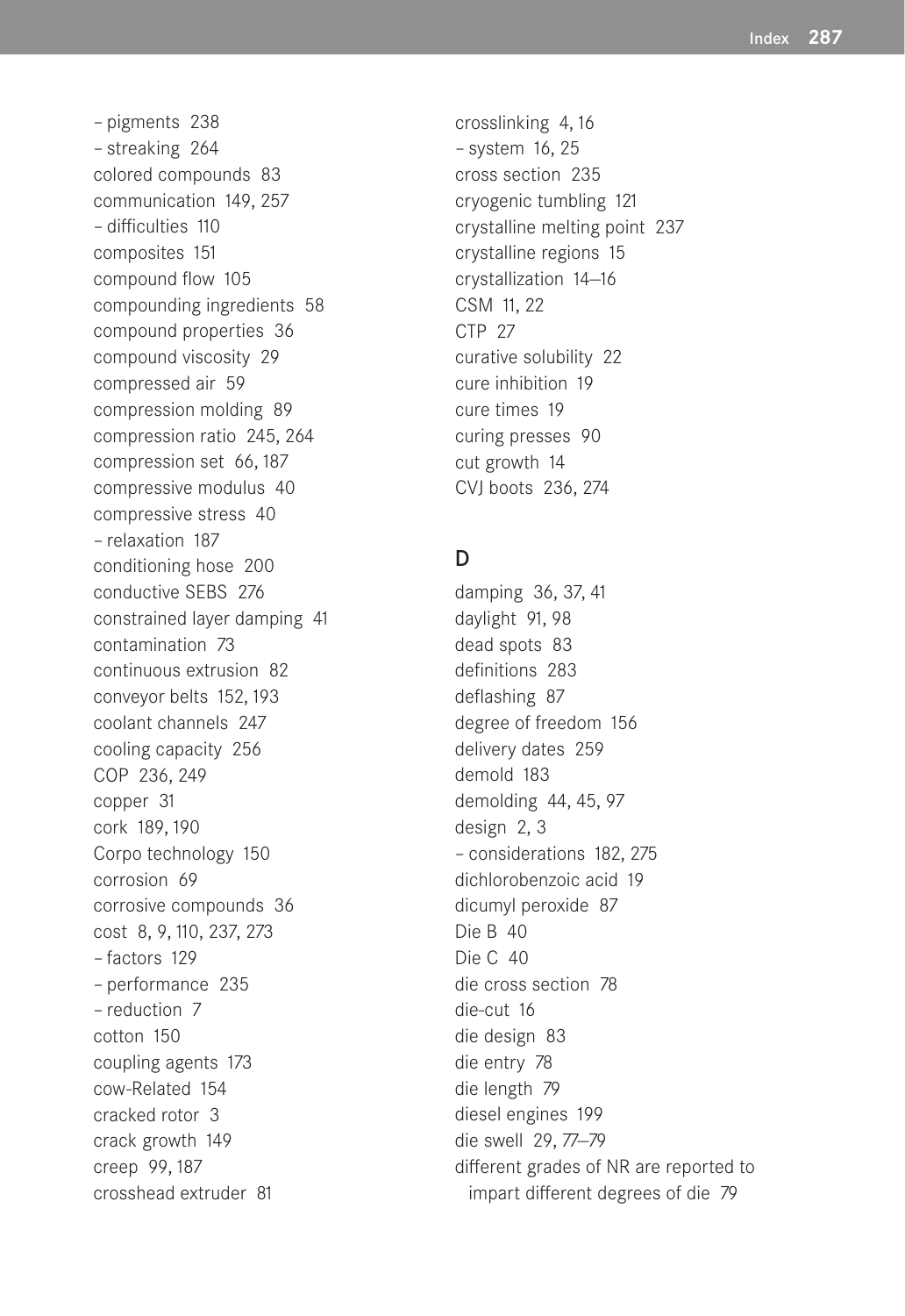– pigments 238
– streaking 264
colored compounds 83
communication 149, 257
– difficulties 110
composites 151
compound flow 105
compounding ingredients 58
compound properties 36
compound viscosity 29
compressed air 59
compression molding 89
compression ratio 245, 264
compression set 66, 187
compressive modulus 40
compressive stress 40
– relaxation 187
conditioning hose 200
conductive SEBS 276
constrained layer damping 41
contamination 73
continuous extrusion 82
conveyor belts 152, 193
coolant channels 247
cooling capacity 256
COP 236, 249
copper 31
cork 189, 190
Corpo technology 150
corrosion 69
corrosive compounds 36
cost 8, 9, 110, 237, 273
– factors 129
– performance 235
– reduction 7
cotton 150
coupling agents 173
cow-Related 154
cracked rotor 3
crack growth 149
creep 99, 187
crosshead extruder 81

crosslinking 4, 16
– system 16, 25
cross section 235
cryogenic tumbling 121
crystalline melting point 237
crystalline regions 15
crystallization 14–16
CSM 11, 22
CTP 27
curative solubility 22
cure inhibition 19
cure times 19
curing presses 90
cut growth 14
CVJ boots 236, 274

## D

damping 36, 37, 41
daylight 91, 98
dead spots 83
definitions 283
deflashing 87
degree of freedom 156
delivery dates 259
demold 183
demolding 44, 45, 97
design 2, 3
– considerations 182, 275
dichlorobenzoic acid 19
dicumyl peroxide 87
Die B 40
Die C 40
die cross section 78
die-cut 16
die design 83
die entry 78
die length 79
diesel engines 199
die swell 29, 77–79
different grades of NR are reported to impart different degrees of die 79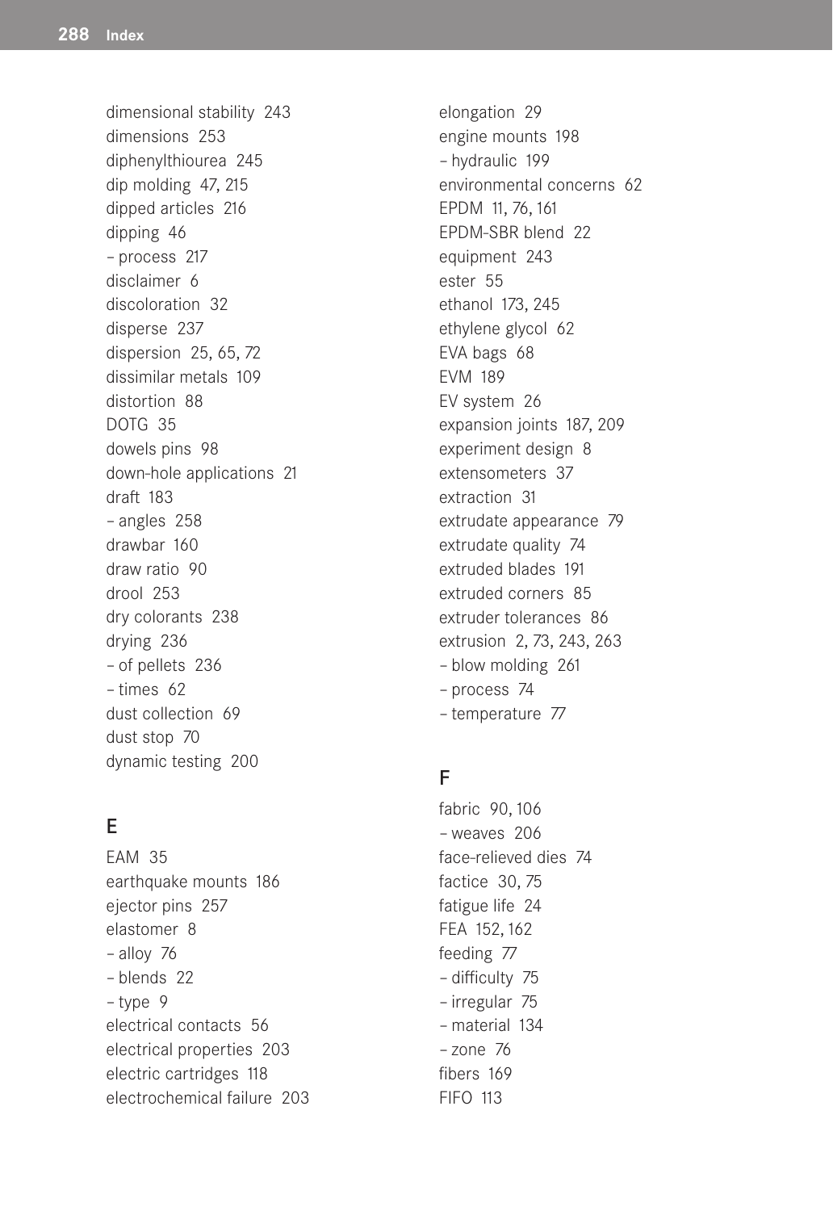dimensional stability 243
dimensions 253
diphenylthiourea 245
dip molding 47, 215
dipped articles 216
dipping 46
– process 217
disclaimer 6
discoloration 32
disperse 237
dispersion 25, 65, 72
dissimilar metals 109
distortion 88
DOTG 35
dowels pins 98
down-hole applications 21
draft 183
– angles 258
drawbar 160
draw ratio 90
drool 253
dry colorants 238
drying 236
– of pellets 236
– times 62
dust collection 69
dust stop 70
dynamic testing 200

## E

EAM 35
earthquake mounts 186
ejector pins 257
elastomer 8
– alloy 76
– blends 22
– type 9
electrical contacts 56
electrical properties 203
electric cartridges 118
electrochemical failure 203
elongation 29
engine mounts 198
– hydraulic 199
environmental concerns 62
EPDM 11, 76, 161
EPDM-SBR blend 22
equipment 243
ester 55
ethanol 173, 245
ethylene glycol 62
EVA bags 68
EVM 189
EV system 26
expansion joints 187, 209
experiment design 8
extensometers 37
extraction 31
extrudate appearance 79
extrudate quality 74
extruded blades 191
extruded corners 85
extruder tolerances 86
extrusion 2, 73, 243, 263
– blow molding 261
– process 74
– temperature 77

## F

fabric 90, 106
– weaves 206
face-relieved dies 74
factice 30, 75
fatigue life 24
FEA 152, 162
feeding 77
– difficulty 75
– irregular 75
– material 134
– zone 76
fibers 169
FIFO 113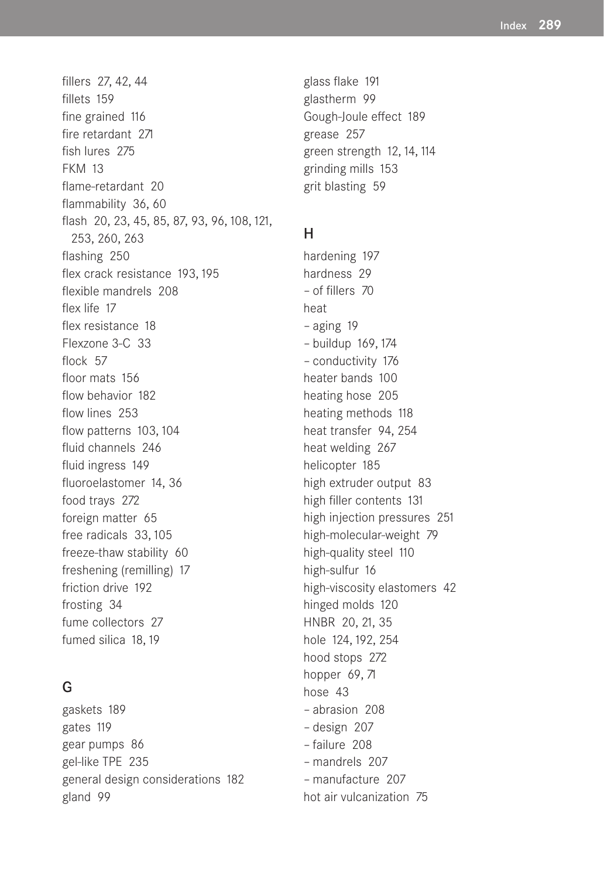fillers 27, 42, 44
fillets 159
fine grained 116
fire retardant 271
fish lures 275
FKM 13
flame-retardant 20
flammability 36, 60
flash 20, 23, 45, 85, 87, 93, 96, 108, 121, 253, 260, 263
flashing 250
flex crack resistance 193, 195
flexible mandrels 208
flex life 17
flex resistance 18
Flexzone 3-C 33
flock 57
floor mats 156
flow behavior 182
flow lines 253
flow patterns 103, 104
fluid channels 246
fluid ingress 149
fluoroelastomer 14, 36
food trays 272
foreign matter 65
free radicals 33, 105
freeze-thaw stability 60
freshening (remilling) 17
friction drive 192
frosting 34
fume collectors 27
fumed silica 18, 19

## G

gaskets 189
gates 119
gear pumps 86
gel-like TPE 235
general design considerations 182
gland 99
glass flake 191
glastherm 99
Gough-Joule effect 189
grease 257
green strength 12, 14, 114
grinding mills 153
grit blasting 59

## H

hardening 197
hardness 29
– of fillers 70
heat
– aging 19
– buildup 169, 174
– conductivity 176
heater bands 100
heating hose 205
heating methods 118
heat transfer 94, 254
heat welding 267
helicopter 185
high extruder output 83
high filler contents 131
high injection pressures 251
high-molecular-weight 79
high-quality steel 110
high-sulfur 16
high-viscosity elastomers 42
hinged molds 120
HNBR 20, 21, 35
hole 124, 192, 254
hood stops 272
hopper 69, 71
hose 43
– abrasion 208
– design 207
– failure 208
– mandrels 207
– manufacture 207
hot air vulcanization 75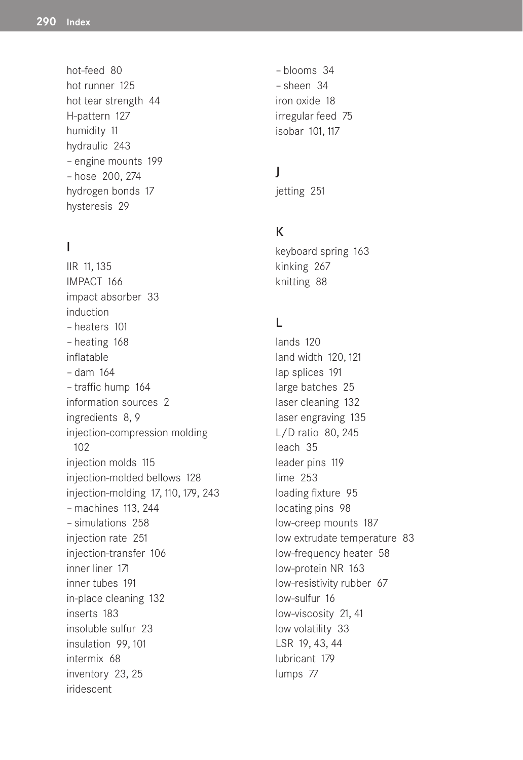hot-feed 80
hot runner 125
hot tear strength 44
H-pattern 127
humidity 11
hydraulic 243
– engine mounts 199
– hose 200, 274
hydrogen bonds 17
hysteresis 29

## I

IIR 11, 135
IMPACT 166
impact absorber 33
induction
– heaters 101
– heating 168
inflatable
– dam 164
– traffic hump 164
information sources 2
ingredients 8, 9
injection-compression molding 102
injection molds 115
injection-molded bellows 128
injection-molding 17, 110, 179, 243
– machines 113, 244
– simulations 258
injection rate 251
injection-transfer 106
inner liner 171
inner tubes 191
in-place cleaning 132
inserts 183
insoluble sulfur 23
insulation 99, 101
intermix 68
inventory 23, 25
iridescent
– blooms 34
– sheen 34
iron oxide 18
irregular feed 75
isobar 101, 117

## J

jetting 251

## K

keyboard spring 163
kinking 267
knitting 88

## L

lands 120
land width 120, 121
lap splices 191
large batches 25
laser cleaning 132
laser engraving 135
L/D ratio 80, 245
leach 35
leader pins 119
lime 253
loading fixture 95
locating pins 98
low-creep mounts 187
low extrudate temperature 83
low-frequency heater 58
low-protein NR 163
low-resistivity rubber 67
low-sulfur 16
low-viscosity 21, 41
low volatility 33
LSR 19, 43, 44
lubricant 179
lumps 77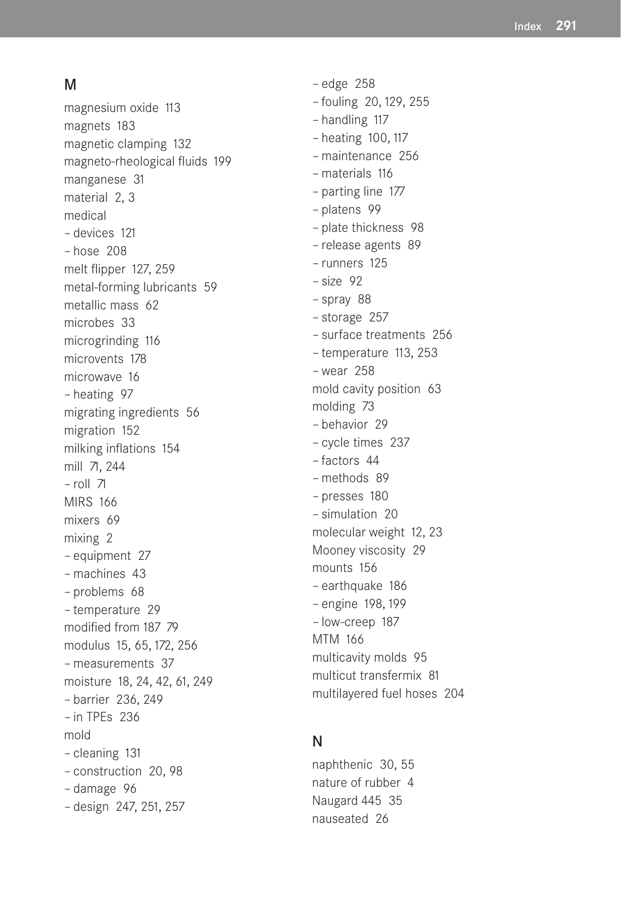## M

magnesium oxide 113
magnets 183
magnetic clamping 132
magneto-rheological fluids 199
manganese 31
material 2, 3
medical
– devices 121
– hose 208
melt flipper 127, 259
metal-forming lubricants 59
metallic mass 62
microbes 33
microgrinding 116
microvents 178
microwave 16
– heating 97
migrating ingredients 56
migration 152
milking inflations 154
mill 71, 244
– roll 71
MIRS 166
mixers 69
mixing 2
– equipment 27
– machines 43
– problems 68
– temperature 29
modified from 187 79
modulus 15, 65, 172, 256
– measurements 37
moisture 18, 24, 42, 61, 249
– barrier 236, 249
– in TPEs 236
mold
– cleaning 131
– construction 20, 98
– damage 96
– design 247, 251, 257
– edge 258
– fouling 20, 129, 255
– handling 117
– heating 100, 117
– maintenance 256
– materials 116
– parting line 177
– platens 99
– plate thickness 98
– release agents 89
– runners 125
– size 92
– spray 88
– storage 257
– surface treatments 256
– temperature 113, 253
– wear 258
mold cavity position 63
molding 73
– behavior 29
– cycle times 237
– factors 44
– methods 89
– presses 180
– simulation 20
molecular weight 12, 23
Mooney viscosity 29
mounts 156
– earthquake 186
– engine 198, 199
– low-creep 187
MTM 166
multicavity molds 95
multicut transfermix 81
multilayered fuel hoses 204

## N

naphthenic 30, 55
nature of rubber 4
Naugard 445 35
nauseated 26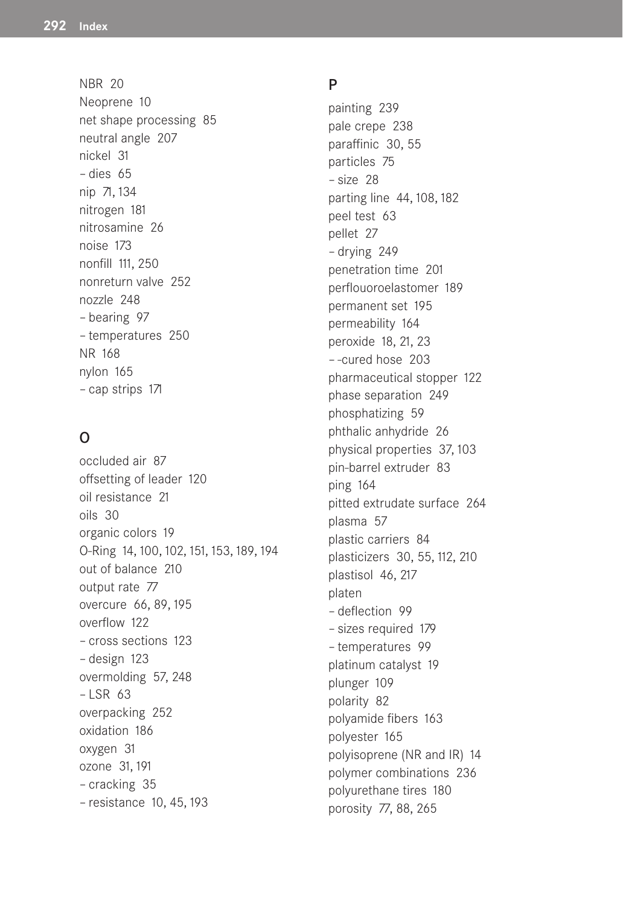NBR 20
Neoprene 10
net shape processing 85
neutral angle 207
nickel 31
– dies 65
nip 71, 134
nitrogen 181
nitrosamine 26
noise 173
nonfill 111, 250
nonreturn valve 252
nozzle 248
– bearing 97
– temperatures 250
NR 168
nylon 165
– cap strips 171

## O

occluded air 87
offsetting of leader 120
oil resistance 21
oils 30
organic colors 19
O-Ring 14, 100, 102, 151, 153, 189, 194
out of balance 210
output rate 77
overcure 66, 89, 195
overflow 122
– cross sections 123
– design 123
overmolding 57, 248
– LSR 63
overpacking 252
oxidation 186
oxygen 31
ozone 31, 191
– cracking 35
– resistance 10, 45, 193

## P

painting 239
pale crepe 238
paraffinic 30, 55
particles 75
– size 28
parting line 44, 108, 182
peel test 63
pellet 27
– drying 249
penetration time 201
perflouoroelastomer 189
permanent set 195
permeability 164
peroxide 18, 21, 23
– -cured hose 203
pharmaceutical stopper 122
phase separation 249
phosphatizing 59
phthalic anhydride 26
physical properties 37, 103
pin-barrel extruder 83
ping 164
pitted extrudate surface 264
plasma 57
plastic carriers 84
plasticizers 30, 55, 112, 210
plastisol 46, 217
platen
– deflection 99
– sizes required 179
– temperatures 99
platinum catalyst 19
plunger 109
polarity 82
polyamide fibers 163
polyester 165
polyisoprene (NR and IR) 14
polymer combinations 236
polyurethane tires 180
porosity 77, 88, 265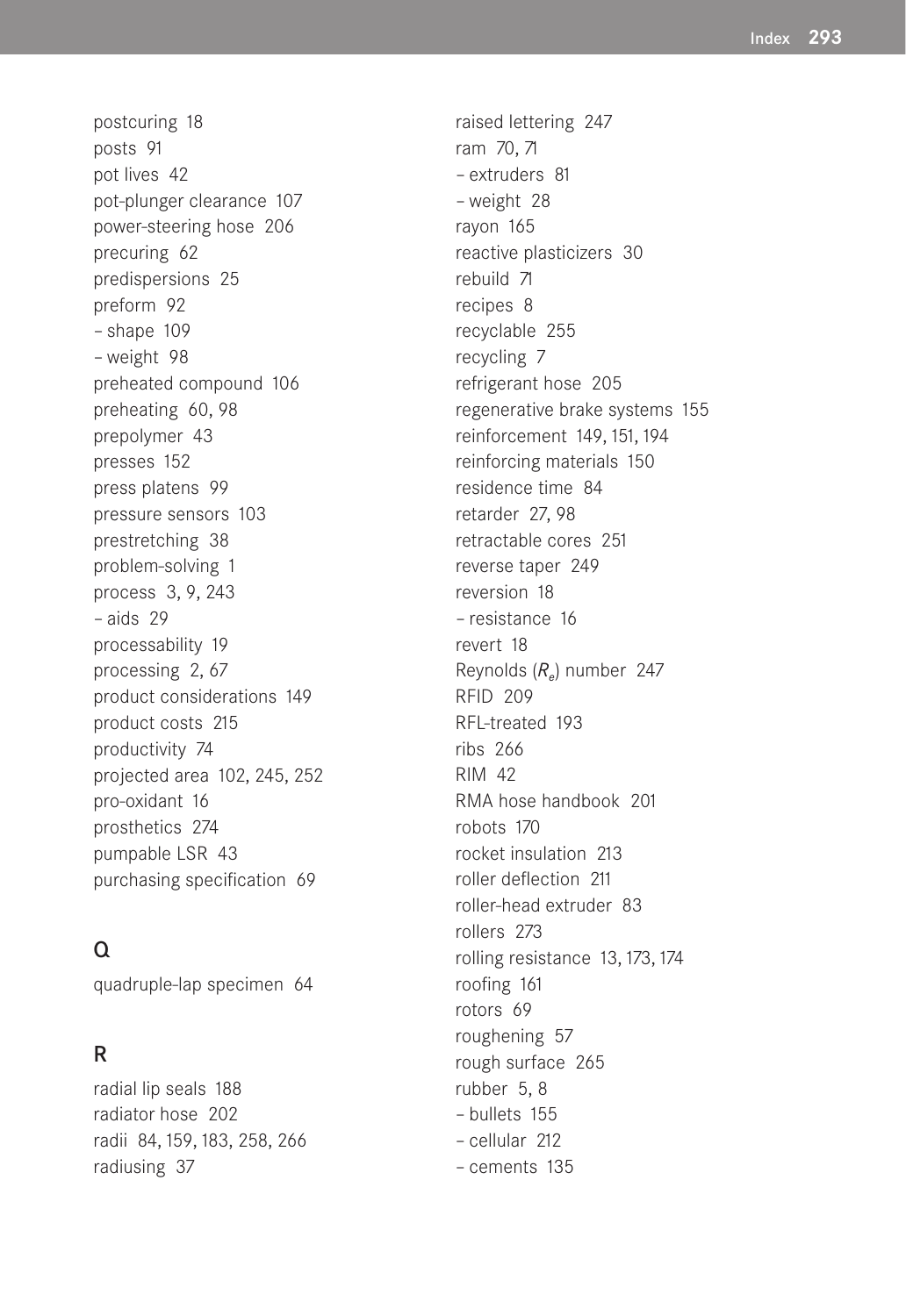postcuring 18
posts 91
pot lives 42
pot-plunger clearance 107
power-steering hose 206
precuring 62
predispersions 25
preform 92
– shape 109
– weight 98
preheated compound 106
preheating 60, 98
prepolymer 43
presses 152
press platens 99
pressure sensors 103
prestretching 38
problem-solving 1
process 3, 9, 243
– aids 29
processability 19
processing 2, 67
product considerations 149
product costs 215
productivity 74
projected area 102, 245, 252
pro-oxidant 16
prosthetics 274
pumpable LSR 43
purchasing specification 69

## Q

quadruple-lap specimen 64

## R

radial lip seals 188
radiator hose 202
radii 84, 159, 183, 258, 266
radiusing 37
raised lettering 247
ram 70, 71
– extruders 81
– weight 28
rayon 165
reactive plasticizers 30
rebuild 71
recipes 8
recyclable 255
recycling 7
refrigerant hose 205
regenerative brake systems 155
reinforcement 149, 151, 194
reinforcing materials 150
residence time 84
retarder 27, 98
retractable cores 251
reverse taper 249
reversion 18
– resistance 16
revert 18
Reynolds ($R_e$) number 247
RFID 209
RFL-treated 193
ribs 266
RIM 42
RMA hose handbook 201
robots 170
rocket insulation 213
roller deflection 211
roller-head extruder 83
rollers 273
rolling resistance 13, 173, 174
roofing 161
rotors 69
roughening 57
rough surface 265
rubber 5, 8
– bullets 155
– cellular 212
– cements 135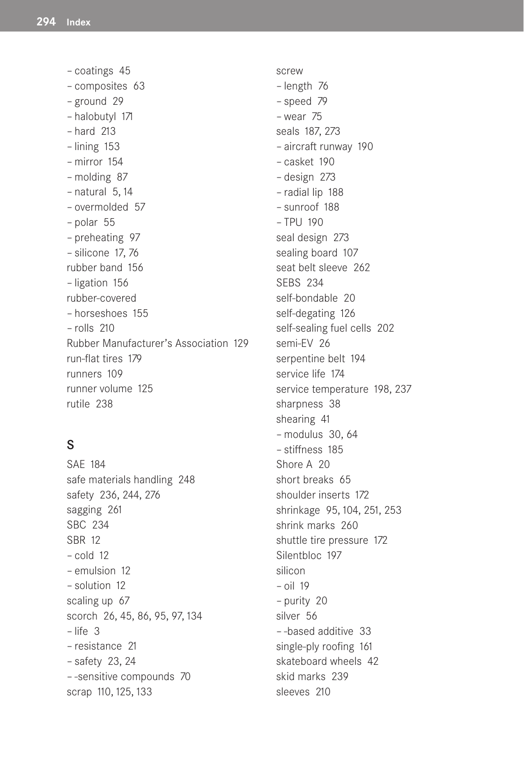– coatings 45
– composites 63
– ground 29
– halobutyl 171
– hard 213
– lining 153
– mirror 154
– molding 87
– natural 5, 14
– overmolded 57
– polar 55
– preheating 97
– silicone 17, 76

rubber band 156
– ligation 156

rubber-covered
– horseshoes 155
– rolls 210

Rubber Manufacturer's Association 129
run-flat tires 179
runners 109
runner volume 125
rutile 238

## S

SAE 184
safe materials handling 248
safety 236, 244, 276
sagging 261
SBC 234
SBR 12
– cold 12
– emulsion 12
– solution 12

scaling up 67
scorch 26, 45, 86, 95, 97, 134
– life 3
– resistance 21
– safety 23, 24
– -sensitive compounds 70

scrap 110, 125, 133
screw
– length 76
– speed 79
– wear 75

seals 187, 273
– aircraft runway 190
– casket 190
– design 273
– radial lip 188
– sunroof 188
– TPU 190

seal design 273
sealing board 107
seat belt sleeve 262
SEBS 234
self-bondable 20
self-degating 126
self-sealing fuel cells 202
semi-EV 26
serpentine belt 194
service life 174
service temperature 198, 237
sharpness 38
shearing 41
– modulus 30, 64
– stiffness 185

Shore A 20
short breaks 65
shoulder inserts 172
shrinkage 95, 104, 251, 253
shrink marks 260
shuttle tire pressure 172
Silentbloc 197
silicon
– oil 19
– purity 20

silver 56
– -based additive 33

single-ply roofing 161
skateboard wheels 42
skid marks 239
sleeves 210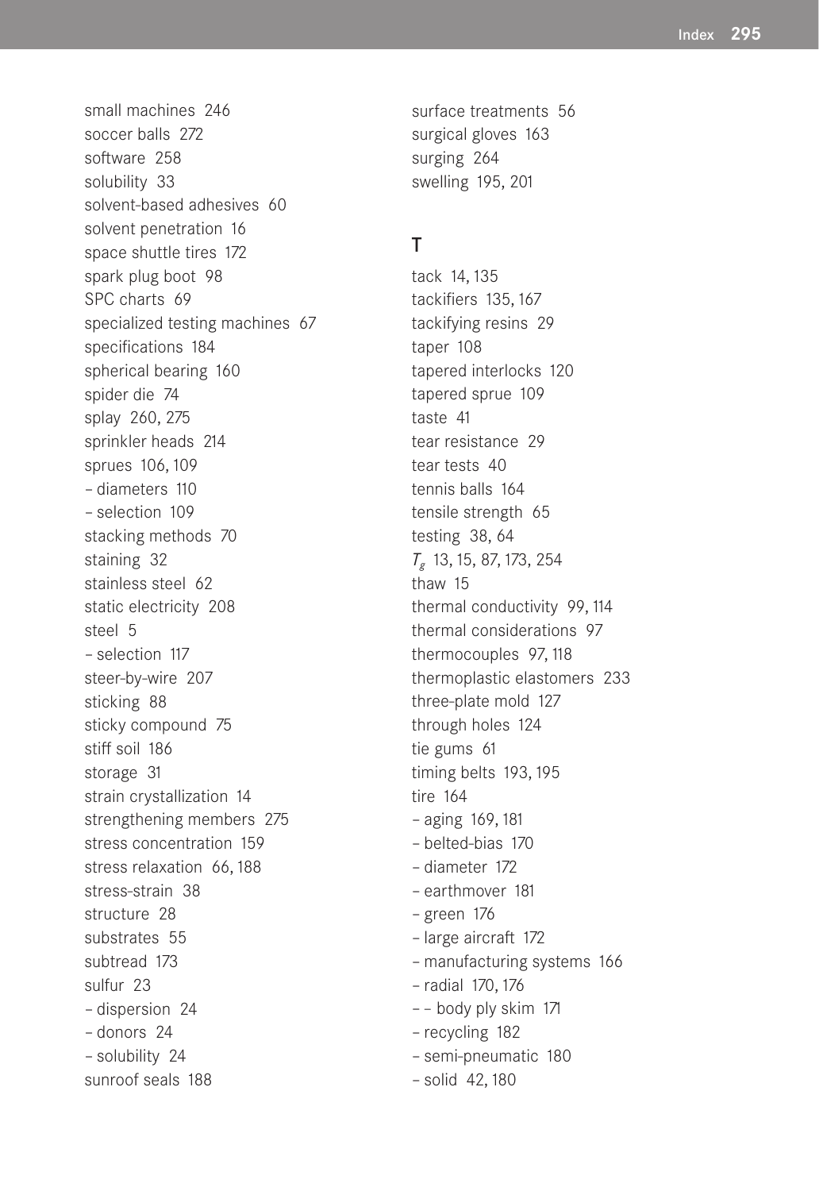small machines 246
soccer balls 272
software 258
solubility 33
solvent-based adhesives 60
solvent penetration 16
space shuttle tires 172
spark plug boot 98
SPC charts 69
specialized testing machines 67
specifications 184
spherical bearing 160
spider die 74
splay 260, 275
sprinkler heads 214
sprues 106, 109
– diameters 110
– selection 109
stacking methods 70
staining 32
stainless steel 62
static electricity 208
steel 5
– selection 117
steer-by-wire 207
sticking 88
sticky compound 75
stiff soil 186
storage 31
strain crystallization 14
strengthening members 275
stress concentration 159
stress relaxation 66, 188
stress-strain 38
structure 28
substrates 55
subtread 173
sulfur 23
– dispersion 24
– donors 24
– solubility 24
sunroof seals 188
surface treatments 56
surgical gloves 163
surging 264
swelling 195, 201

## T

tack 14, 135
tackifiers 135, 167
tackifying resins 29
taper 108
tapered interlocks 120
tapered sprue 109
taste 41
tear resistance 29
tear tests 40
tennis balls 164
tensile strength 65
testing 38, 64
$T_g$ 13, 15, 87, 173, 254
thaw 15
thermal conductivity 99, 114
thermal considerations 97
thermocouples 97, 118
thermoplastic elastomers 233
three-plate mold 127
through holes 124
tie gums 61
timing belts 193, 195
tire 164
– aging 169, 181
– belted-bias 170
– diameter 172
– earthmover 181
– green 176
– large aircraft 172
– manufacturing systems 166
– radial 170, 176
– – body ply skim 171
– recycling 182
– semi-pneumatic 180
– solid 42, 180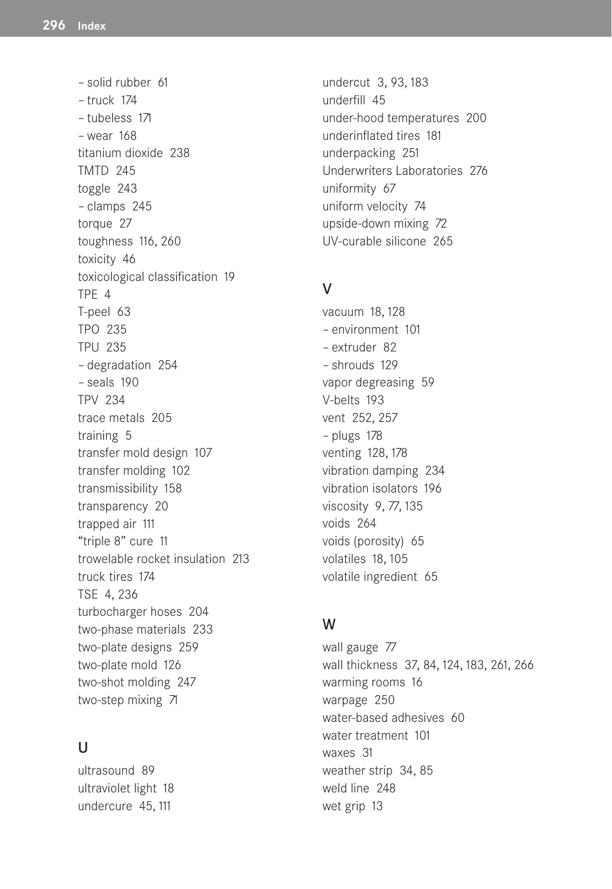– solid rubber 61
– truck 174
– tubeless 171
– wear 168
titanium dioxide 238
TMTD 245
toggle 243
– clamps 245
torque 27
toughness 116, 260
toxicity 46
toxicological classification 19
TPE 4
T-peel 63
TPO 235
TPU 235
– degradation 254
– seals 190
TPV 234
trace metals 205
training 5
transfer mold design 107
transfer molding 102
transmissibility 158
transparency 20
trapped air 111
"triple 8" cure 11
trowelable rocket insulation 213
truck tires 174
TSE 4, 236
turbocharger hoses 204
two-phase materials 233
two-plate designs 259
two-plate mold 126
two-shot molding 247
two-step mixing 71

## U

ultrasound 89
ultraviolet light 18
undercure 45, 111
undercut 3, 93, 183
underfill 45
under-hood temperatures 200
underinflated tires 181
underpacking 251
Underwriters Laboratories 276
uniformity 67
uniform velocity 74
upside-down mixing 72
UV-curable silicone 265

## V

vacuum 18, 128
– environment 101
– extruder 82
– shrouds 129
vapor degreasing 59
V-belts 193
vent 252, 257
– plugs 178
venting 128, 178
vibration damping 234
vibration isolators 196
viscosity 9, 77, 135
voids 264
voids (porosity) 65
volatiles 18, 105
volatile ingredient 65

## W

wall gauge 77
wall thickness 37, 84, 124, 183, 261, 266
warming rooms 16
warpage 250
water-based adhesives 60
water treatment 101
waxes 31
weather strip 34, 85
weld line 248
wet grip 13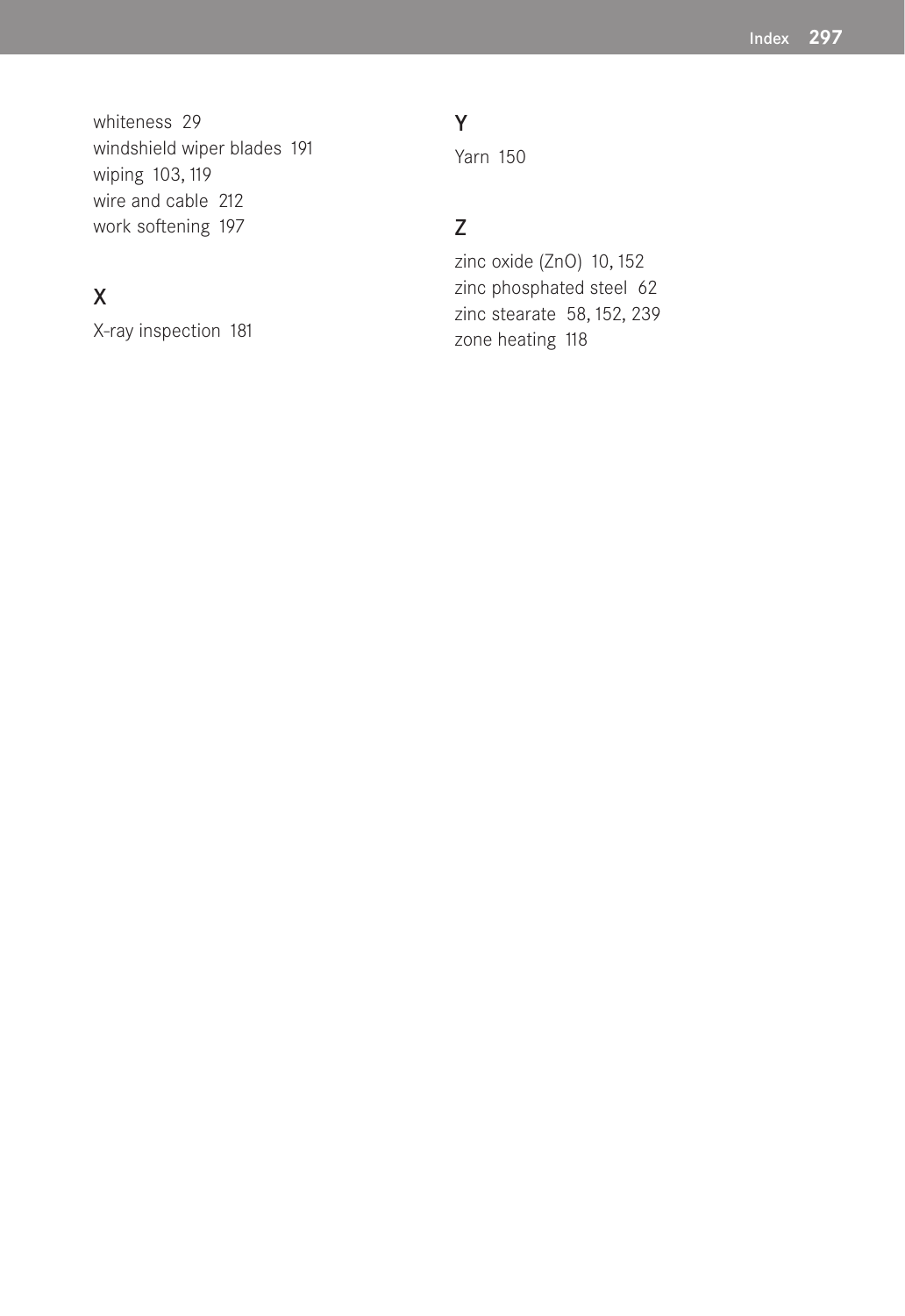whiteness 29
windshield wiper blades 191
wiping 103, 119
wire and cable 212
work softening 197

## X

X-ray inspection 181

## Y

Yarn 150

## Z

zinc oxide (ZnO) 10, 152
zinc phosphated steel 62
zinc stearate 58, 152, 239
zone heating 118